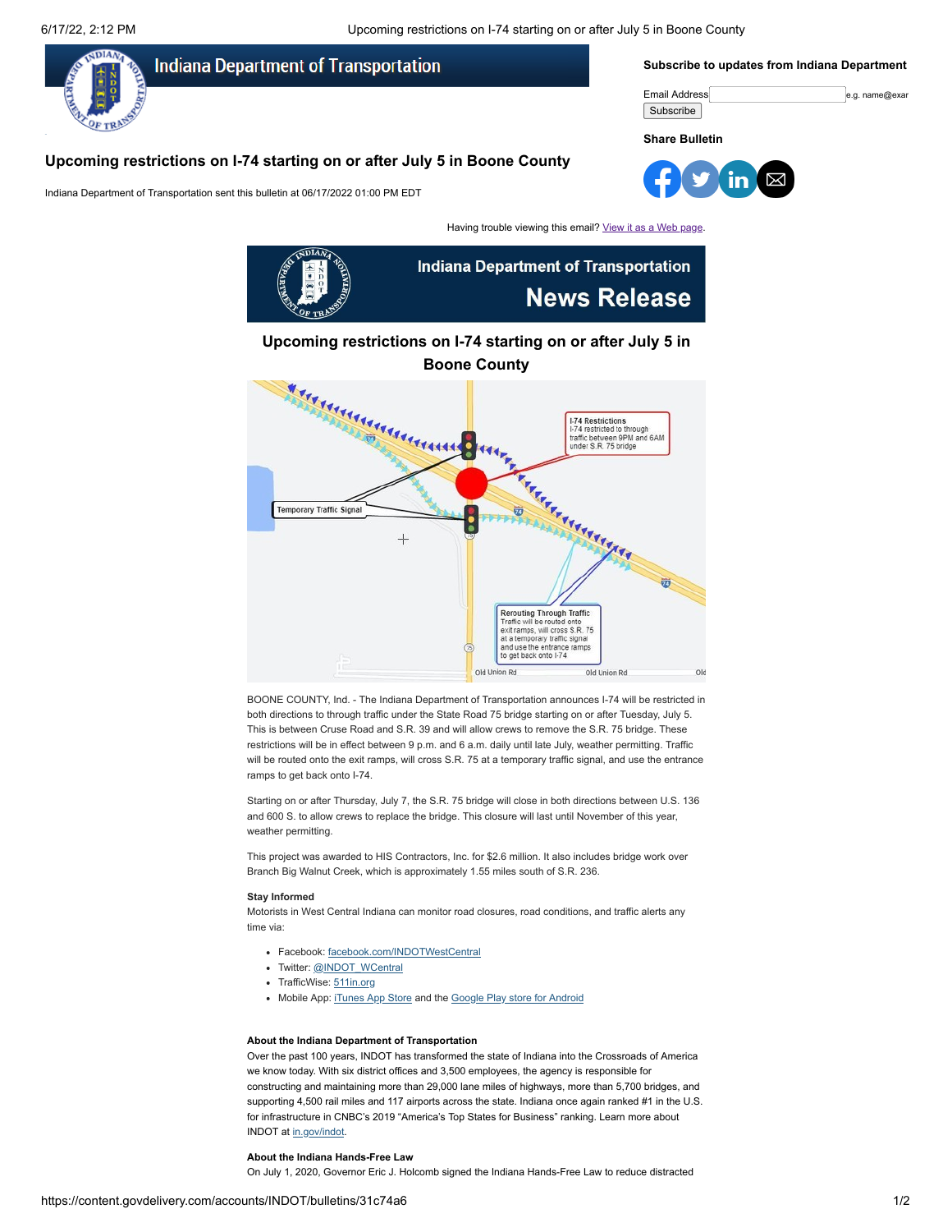# Upcoming restrictions on I-74 starting on or after July 5 in Boone County

Indiana Department of Transportation sent this bulletin at 06/17/2022 01:00 PM EDT

Subscribe to updates from Indiana Department

Email Address e.g. name@exar

Subscribe

Share Bulletin

Having trouble viewing this email? View it as a Web page.

Indiana Department of Transportation
**News Release**

## Upcoming restrictions on I-74 starting on or after July 5 in Boone County

I-74 Restrictions
I-74 restricted to through traffic between 9PM and 6AM under S.R. 75 bridge

Temporary Traffic Signal

Rerouting Through Traffic
Traffic will be routed onto exit ramps, will cross S.R. 75 at a temporary traffic signal and use the entrance ramps to get back onto I-74

BOONE COUNTY, Ind. - The Indiana Department of Transportation announces I-74 will be restricted in both directions to through traffic under the State Road 75 bridge starting on or after Tuesday, July 5. This is between Cruse Road and S.R. 39 and will allow crews to remove the S.R. 75 bridge. These restrictions will be in effect between 9 p.m. and 6 a.m. daily until late July, weather permitting. Traffic will be routed onto the exit ramps, will cross S.R. 75 at a temporary traffic signal, and use the entrance ramps to get back onto I-74.

Starting on or after Thursday, July 7, the S.R. 75 bridge will close in both directions between U.S. 136 and 600 S. to allow crews to replace the bridge. This closure will last until November of this year, weather permitting.

This project was awarded to HIS Contractors, Inc. for $2.6 million. It also includes bridge work over Branch Big Walnut Creek, which is approximately 1.55 miles south of S.R. 236.

**Stay Informed**
Motorists in West Central Indiana can monitor road closures, road conditions, and traffic alerts any time via:

- Facebook: facebook.com/INDOTWestCentral
- Twitter: @INDOT_WCentral
- TrafficWise: 511in.org
- Mobile App: iTunes App Store and the Google Play store for Android

**About the Indiana Department of Transportation**
Over the past 100 years, INDOT has transformed the state of Indiana into the Crossroads of America we know today. With six district offices and 3,500 employees, the agency is responsible for constructing and maintaining more than 29,000 lane miles of highways, more than 5,700 bridges, and supporting 4,500 rail miles and 117 airports across the state. Indiana once again ranked #1 in the U.S. for infrastructure in CNBC's 2019 "America's Top States for Business" ranking. Learn more about INDOT at in.gov/indot.

**About the Indiana Hands-Free Law**
On July 1, 2020, Governor Eric J. Holcomb signed the Indiana Hands-Free Law to reduce distracted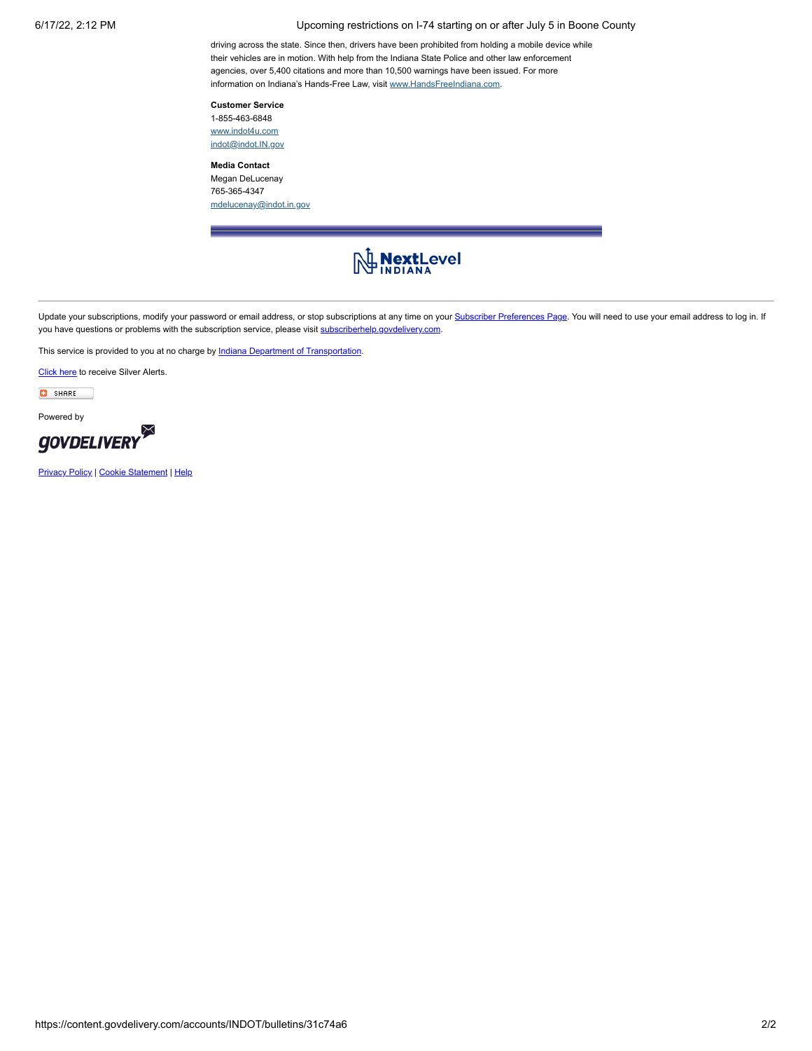driving across the state. Since then, drivers have been prohibited from holding a mobile device while their vehicles are in motion. With help from the Indiana State Police and other law enforcement agencies, over 5,400 citations and more than 10,500 warnings have been issued. For more information on Indiana's Hands-Free Law, visit www.HandsFreeIndiana.com.

**Customer Service**
1-855-463-6848
www.indot4u.com
indot@indot.IN.gov

**Media Contact**
Megan DeLucenay
765-365-4347
mdelucenay@indot.in.gov

NextLevel INDIANA

---

Update your subscriptions, modify your password or email address, or stop subscriptions at any time on your Subscriber Preferences Page. You will need to use your email address to log in. If you have questions or problems with the subscription service, please visit subscriberhelp.govdelivery.com.

This service is provided to you at no charge by Indiana Department of Transportation.

Click here to receive Silver Alerts.

SHARE

Powered by

GOVDELIVERY

Privacy Policy | Cookie Statement | Help